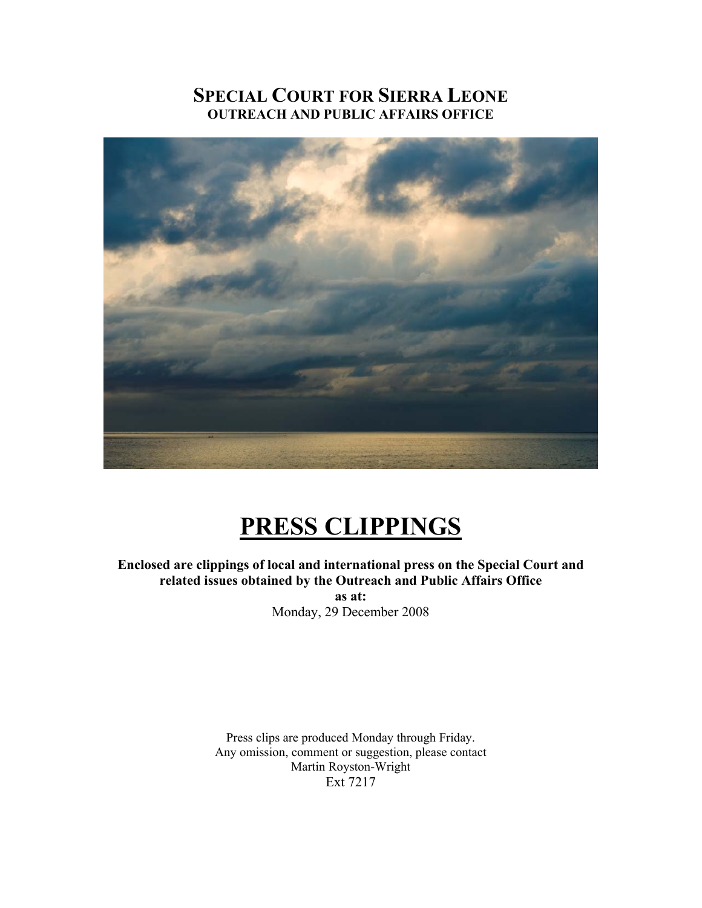# SPECIAL COURT FOR SIERRA LEONE

**OUTREACH AND PUBLIC AFFAIRS OFFICE**

# PRESS CLIPPINGS

**Enclosed are clippings of local and international press on the Special Court and related issues obtained by the Outreach and Public Affairs Office**

**as at:**

Monday, 29 December 2008

Press clips are produced Monday through Friday.
Any omission, comment or suggestion, please contact
Martin Royston-Wright
Ext 7217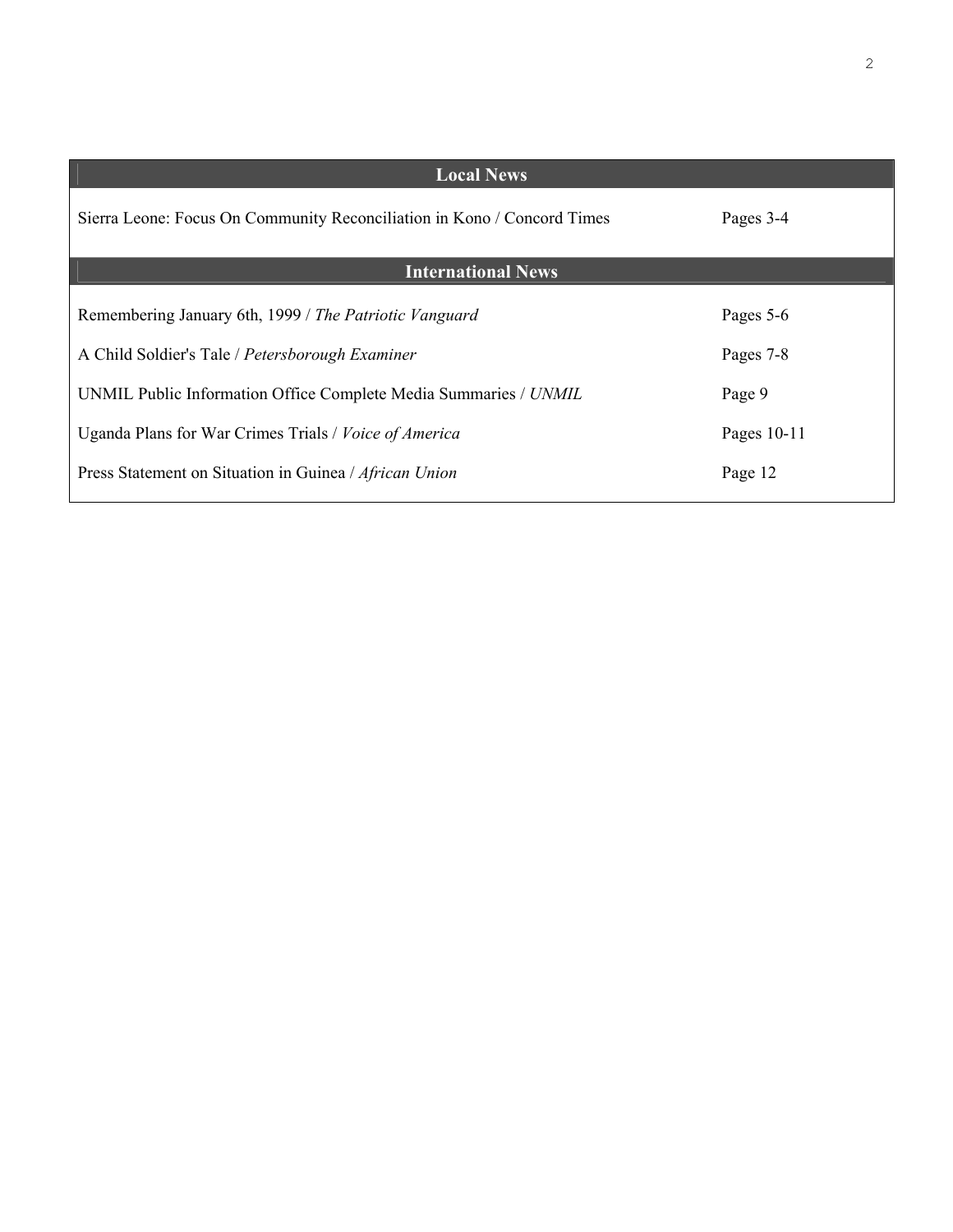| Local News | |
|---|---|
| Sierra Leone: Focus On Community Reconciliation in Kono / Concord Times | Pages 3-4 |
| **International News** | |
| Remembering January 6th, 1999 / *The Patriotic Vanguard* | Pages 5-6 |
| A Child Soldier's Tale / *Petersborough Examiner* | Pages 7-8 |
| UNMIL Public Information Office Complete Media Summaries / *UNMIL* | Page 9 |
| Uganda Plans for War Crimes Trials / *Voice of America* | Pages 10-11 |
| Press Statement on Situation in Guinea / *African Union* | Page 12 |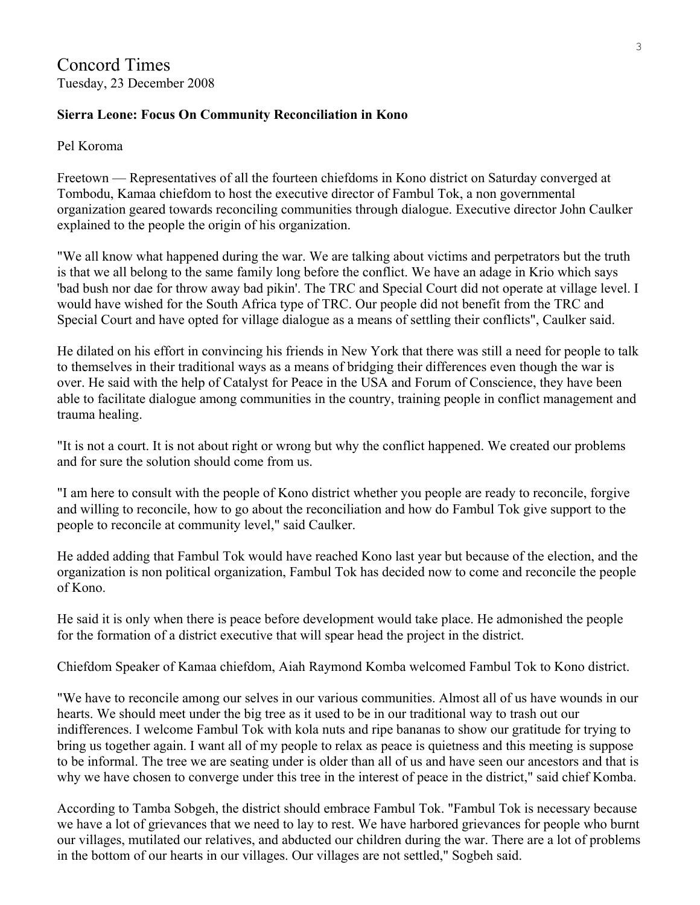Concord Times
Tuesday, 23 December 2008

**Sierra Leone: Focus On Community Reconciliation in Kono**

Pel Koroma

Freetown — Representatives of all the fourteen chiefdoms in Kono district on Saturday converged at Tombodu, Kamaa chiefdom to host the executive director of Fambul Tok, a non governmental organization geared towards reconciling communities through dialogue. Executive director John Caulker explained to the people the origin of his organization.

"We all know what happened during the war. We are talking about victims and perpetrators but the truth is that we all belong to the same family long before the conflict. We have an adage in Krio which says 'bad bush nor dae for throw away bad pikin'. The TRC and Special Court did not operate at village level. I would have wished for the South Africa type of TRC. Our people did not benefit from the TRC and Special Court and have opted for village dialogue as a means of settling their conflicts", Caulker said.

He dilated on his effort in convincing his friends in New York that there was still a need for people to talk to themselves in their traditional ways as a means of bridging their differences even though the war is over. He said with the help of Catalyst for Peace in the USA and Forum of Conscience, they have been able to facilitate dialogue among communities in the country, training people in conflict management and trauma healing.

"It is not a court. It is not about right or wrong but why the conflict happened. We created our problems and for sure the solution should come from us.

"I am here to consult with the people of Kono district whether you people are ready to reconcile, forgive and willing to reconcile, how to go about the reconciliation and how do Fambul Tok give support to the people to reconcile at community level," said Caulker.

He added adding that Fambul Tok would have reached Kono last year but because of the election, and the organization is non political organization, Fambul Tok has decided now to come and reconcile the people of Kono.

He said it is only when there is peace before development would take place. He admonished the people for the formation of a district executive that will spear head the project in the district.

Chiefdom Speaker of Kamaa chiefdom, Aiah Raymond Komba welcomed Fambul Tok to Kono district.

"We have to reconcile among our selves in our various communities. Almost all of us have wounds in our hearts. We should meet under the big tree as it used to be in our traditional way to trash out our indifferences. I welcome Fambul Tok with kola nuts and ripe bananas to show our gratitude for trying to bring us together again. I want all of my people to relax as peace is quietness and this meeting is suppose to be informal. The tree we are seating under is older than all of us and have seen our ancestors and that is why we have chosen to converge under this tree in the interest of peace in the district," said chief Komba.

According to Tamba Sobgeh, the district should embrace Fambul Tok. "Fambul Tok is necessary because we have a lot of grievances that we need to lay to rest. We have harbored grievances for people who burnt our villages, mutilated our relatives, and abducted our children during the war. There are a lot of problems in the bottom of our hearts in our villages. Our villages are not settled," Sogbeh said.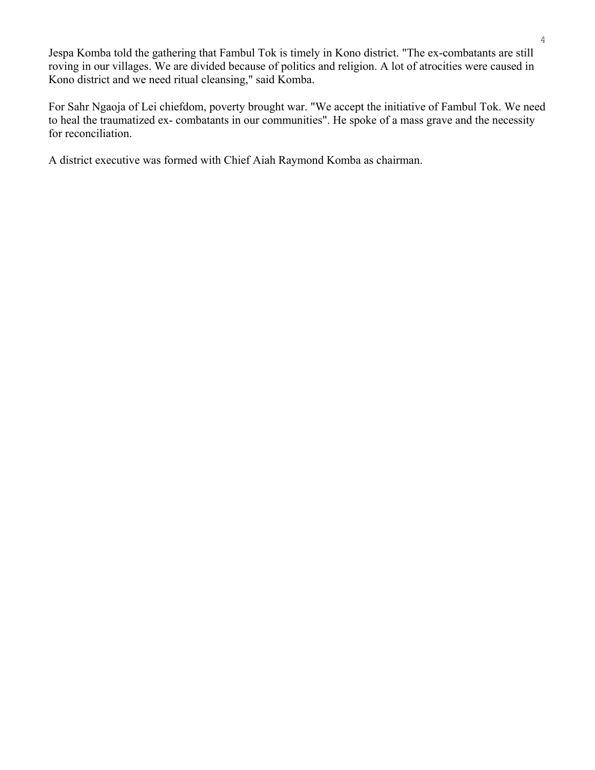Jespa Komba told the gathering that Fambul Tok is timely in Kono district. "The ex-combatants are still roving in our villages. We are divided because of politics and religion. A lot of atrocities were caused in Kono district and we need ritual cleansing," said Komba.

For Sahr Ngaoja of Lei chiefdom, poverty brought war. "We accept the initiative of Fambul Tok. We need to heal the traumatized ex- combatants in our communities". He spoke of a mass grave and the necessity for reconciliation.

A district executive was formed with Chief Aiah Raymond Komba as chairman.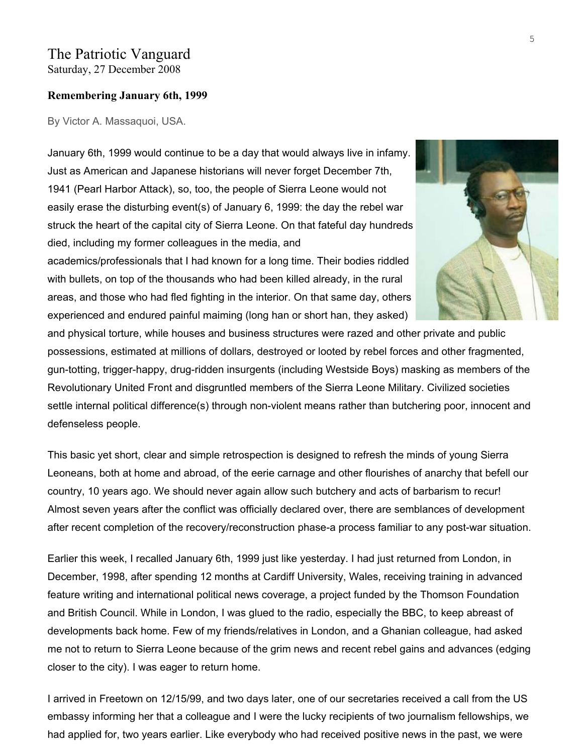# The Patriotic Vanguard

Saturday, 27 December 2008

**Remembering January 6th, 1999**

By Victor A. Massaquoi, USA.

January 6th, 1999 would continue to be a day that would always live in infamy. Just as American and Japanese historians will never forget December 7th, 1941 (Pearl Harbor Attack), so, too, the people of Sierra Leone would not easily erase the disturbing event(s) of January 6, 1999: the day the rebel war struck the heart of the capital city of Sierra Leone. On that fateful day hundreds died, including my former colleagues in the media, and academics/professionals that I had known for a long time. Their bodies riddled with bullets, on top of the thousands who had been killed already, in the rural areas, and those who had fled fighting in the interior. On that same day, others experienced and endured painful maiming (long han or short han, they asked) and physical torture, while houses and business structures were razed and other private and public possessions, estimated at millions of dollars, destroyed or looted by rebel forces and other fragmented, gun-totting, trigger-happy, drug-ridden insurgents (including Westside Boys) masking as members of the Revolutionary United Front and disgruntled members of the Sierra Leone Military. Civilized societies settle internal political difference(s) through non-violent means rather than butchering poor, innocent and defenseless people.

This basic yet short, clear and simple retrospection is designed to refresh the minds of young Sierra Leoneans, both at home and abroad, of the eerie carnage and other flourishes of anarchy that befell our country, 10 years ago. We should never again allow such butchery and acts of barbarism to recur! Almost seven years after the conflict was officially declared over, there are semblances of development after recent completion of the recovery/reconstruction phase-a process familiar to any post-war situation.

Earlier this week, I recalled January 6th, 1999 just like yesterday. I had just returned from London, in December, 1998, after spending 12 months at Cardiff University, Wales, receiving training in advanced feature writing and international political news coverage, a project funded by the Thomson Foundation and British Council. While in London, I was glued to the radio, especially the BBC, to keep abreast of developments back home. Few of my friends/relatives in London, and a Ghanian colleague, had asked me not to return to Sierra Leone because of the grim news and recent rebel gains and advances (edging closer to the city). I was eager to return home.

I arrived in Freetown on 12/15/99, and two days later, one of our secretaries received a call from the US embassy informing her that a colleague and I were the lucky recipients of two journalism fellowships, we had applied for, two years earlier. Like everybody who had received positive news in the past, we were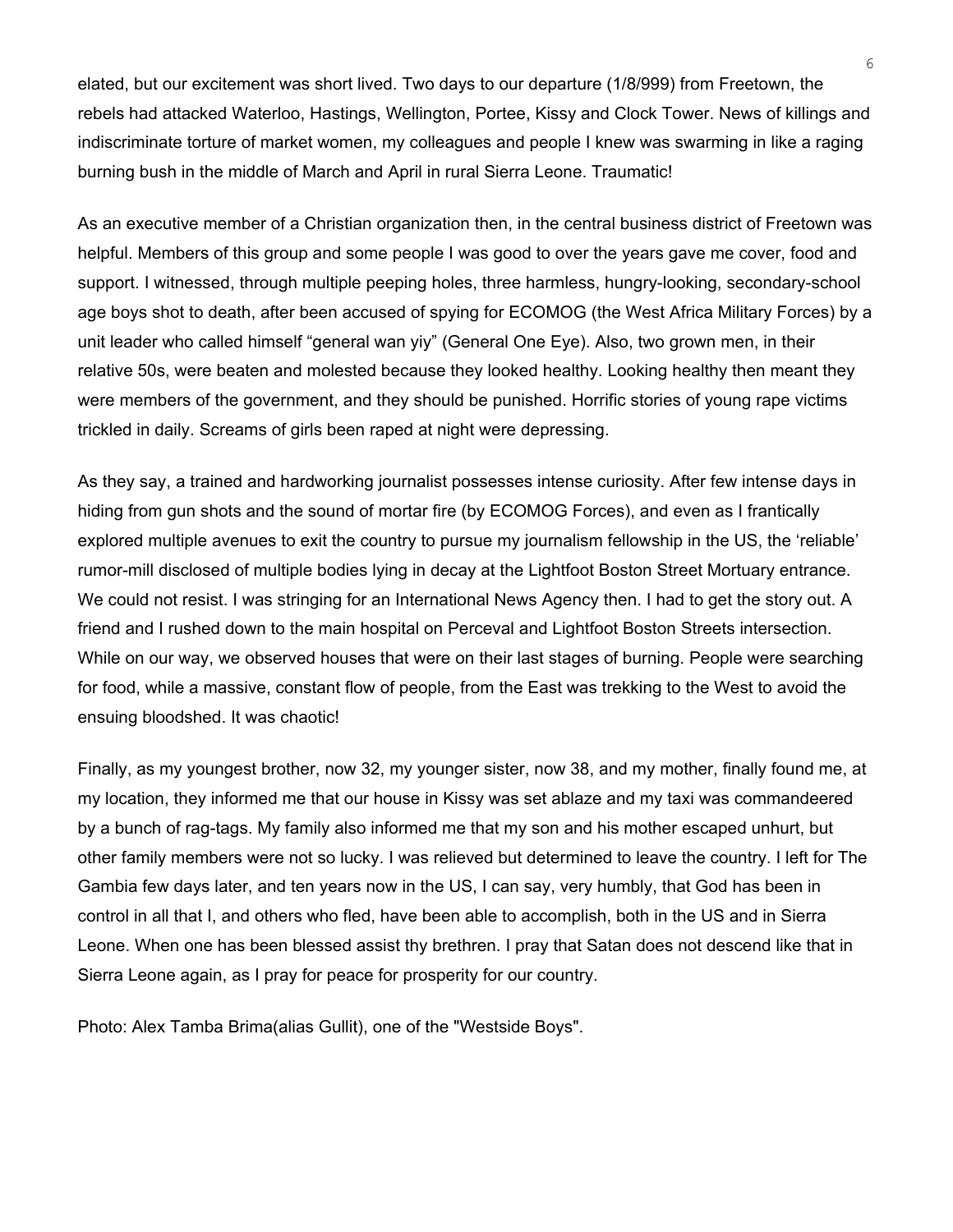elated, but our excitement was short lived. Two days to our departure (1/8/999) from Freetown, the rebels had attacked Waterloo, Hastings, Wellington, Portee, Kissy and Clock Tower. News of killings and indiscriminate torture of market women, my colleagues and people I knew was swarming in like a raging burning bush in the middle of March and April in rural Sierra Leone. Traumatic!

As an executive member of a Christian organization then, in the central business district of Freetown was helpful. Members of this group and some people I was good to over the years gave me cover, food and support. I witnessed, through multiple peeping holes, three harmless, hungry-looking, secondary-school age boys shot to death, after been accused of spying for ECOMOG (the West Africa Military Forces) by a unit leader who called himself "general wan yiy" (General One Eye). Also, two grown men, in their relative 50s, were beaten and molested because they looked healthy. Looking healthy then meant they were members of the government, and they should be punished. Horrific stories of young rape victims trickled in daily. Screams of girls been raped at night were depressing.

As they say, a trained and hardworking journalist possesses intense curiosity. After few intense days in hiding from gun shots and the sound of mortar fire (by ECOMOG Forces), and even as I frantically explored multiple avenues to exit the country to pursue my journalism fellowship in the US, the 'reliable' rumor-mill disclosed of multiple bodies lying in decay at the Lightfoot Boston Street Mortuary entrance. We could not resist. I was stringing for an International News Agency then. I had to get the story out. A friend and I rushed down to the main hospital on Perceval and Lightfoot Boston Streets intersection. While on our way, we observed houses that were on their last stages of burning. People were searching for food, while a massive, constant flow of people, from the East was trekking to the West to avoid the ensuing bloodshed. It was chaotic!

Finally, as my youngest brother, now 32, my younger sister, now 38, and my mother, finally found me, at my location, they informed me that our house in Kissy was set ablaze and my taxi was commandeered by a bunch of rag-tags. My family also informed me that my son and his mother escaped unhurt, but other family members were not so lucky. I was relieved but determined to leave the country. I left for The Gambia few days later, and ten years now in the US, I can say, very humbly, that God has been in control in all that I, and others who fled, have been able to accomplish, both in the US and in Sierra Leone. When one has been blessed assist thy brethren. I pray that Satan does not descend like that in Sierra Leone again, as I pray for peace for prosperity for our country.

Photo: Alex Tamba Brima(alias Gullit), one of the "Westside Boys".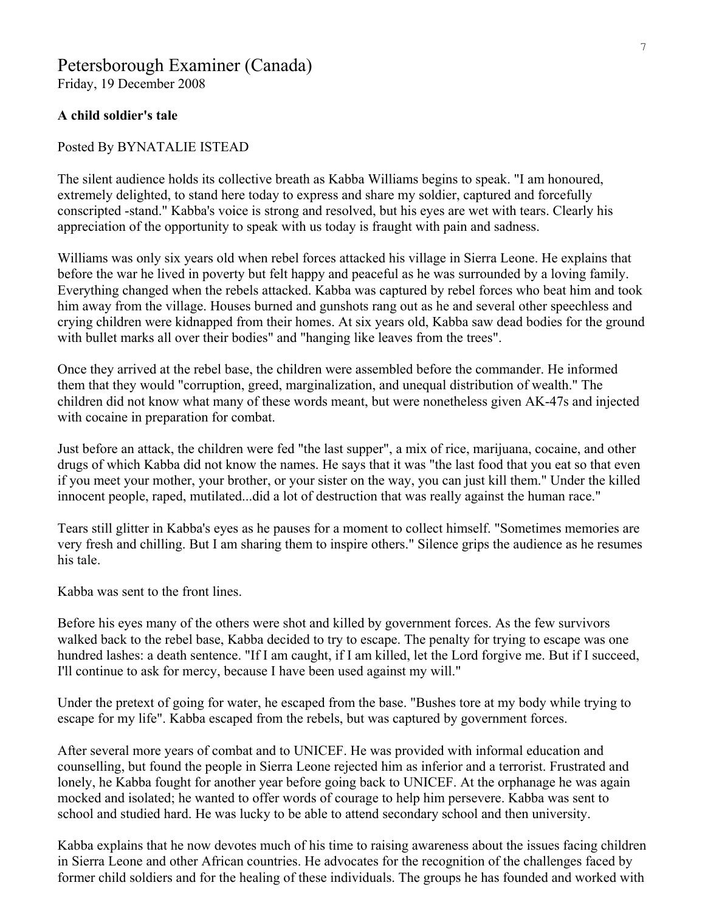# Petersborough Examiner (Canada)

Friday, 19 December 2008

**A child soldier's tale**

Posted By BYNATALIE ISTEAD

The silent audience holds its collective breath as Kabba Williams begins to speak. "I am honoured, extremely delighted, to stand here today to express and share my soldier, captured and forcefully conscripted -stand." Kabba's voice is strong and resolved, but his eyes are wet with tears. Clearly his appreciation of the opportunity to speak with us today is fraught with pain and sadness.

Williams was only six years old when rebel forces attacked his village in Sierra Leone. He explains that before the war he lived in poverty but felt happy and peaceful as he was surrounded by a loving family. Everything changed when the rebels attacked. Kabba was captured by rebel forces who beat him and took him away from the village. Houses burned and gunshots rang out as he and several other speechless and crying children were kidnapped from their homes. At six years old, Kabba saw dead bodies for the ground with bullet marks all over their bodies" and "hanging like leaves from the trees".

Once they arrived at the rebel base, the children were assembled before the commander. He informed them that they would "corruption, greed, marginalization, and unequal distribution of wealth." The children did not know what many of these words meant, but were nonetheless given AK-47s and injected with cocaine in preparation for combat.

Just before an attack, the children were fed "the last supper", a mix of rice, marijuana, cocaine, and other drugs of which Kabba did not know the names. He says that it was "the last food that you eat so that even if you meet your mother, your brother, or your sister on the way, you can just kill them." Under the killed innocent people, raped, mutilated...did a lot of destruction that was really against the human race."

Tears still glitter in Kabba's eyes as he pauses for a moment to collect himself. "Sometimes memories are very fresh and chilling. But I am sharing them to inspire others." Silence grips the audience as he resumes his tale.

Kabba was sent to the front lines.

Before his eyes many of the others were shot and killed by government forces. As the few survivors walked back to the rebel base, Kabba decided to try to escape. The penalty for trying to escape was one hundred lashes: a death sentence. "If I am caught, if I am killed, let the Lord forgive me. But if I succeed, I'll continue to ask for mercy, because I have been used against my will."

Under the pretext of going for water, he escaped from the base. "Bushes tore at my body while trying to escape for my life". Kabba escaped from the rebels, but was captured by government forces.

After several more years of combat and to UNICEF. He was provided with informal education and counselling, but found the people in Sierra Leone rejected him as inferior and a terrorist. Frustrated and lonely, he Kabba fought for another year before going back to UNICEF. At the orphanage he was again mocked and isolated; he wanted to offer words of courage to help him persevere. Kabba was sent to school and studied hard. He was lucky to be able to attend secondary school and then university.

Kabba explains that he now devotes much of his time to raising awareness about the issues facing children in Sierra Leone and other African countries. He advocates for the recognition of the challenges faced by former child soldiers and for the healing of these individuals. The groups he has founded and worked with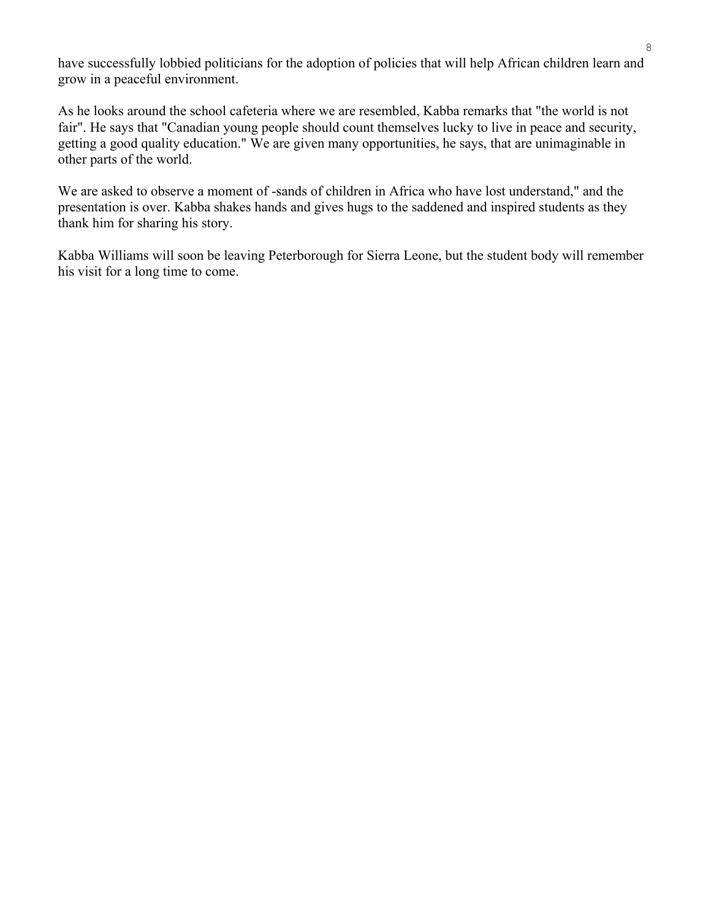have successfully lobbied politicians for the adoption of policies that will help African children learn and grow in a peaceful environment.

As he looks around the school cafeteria where we are resembled, Kabba remarks that "the world is not fair". He says that "Canadian young people should count themselves lucky to live in peace and security, getting a good quality education." We are given many opportunities, he says, that are unimaginable in other parts of the world.

We are asked to observe a moment of -sands of children in Africa who have lost understand," and the presentation is over. Kabba shakes hands and gives hugs to the saddened and inspired students as they thank him for sharing his story.

Kabba Williams will soon be leaving Peterborough for Sierra Leone, but the student body will remember his visit for a long time to come.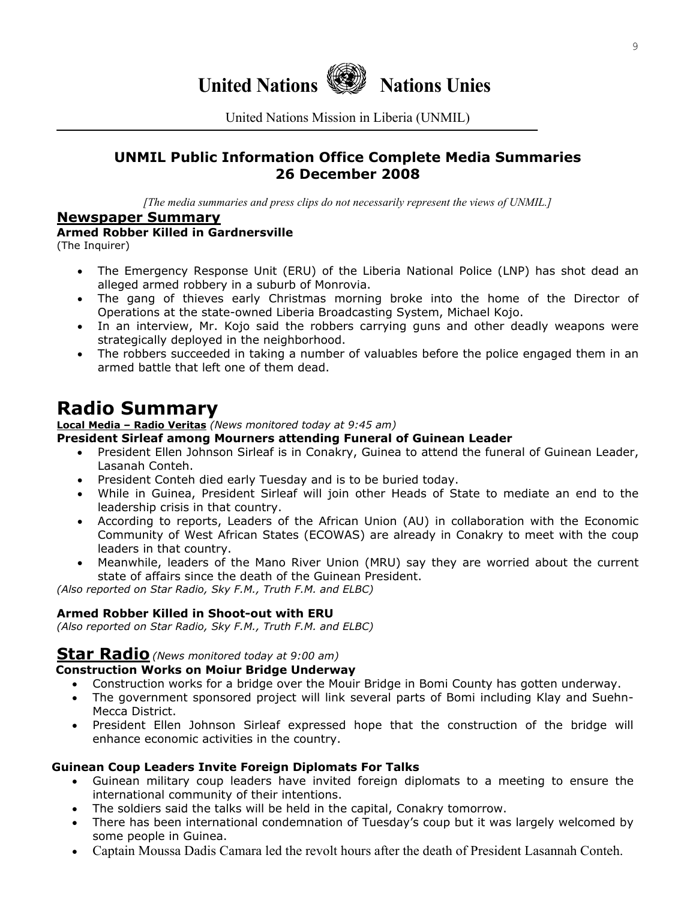# United Nations Nations Unies

United Nations Mission in Liberia (UNMIL)

## UNMIL Public Information Office Complete Media Summaries 26 December 2008

*[The media summaries and press clips do not necessarily represent the views of UNMIL.]*

## Newspaper Summary

**Armed Robber Killed in Gardnersville**

(The Inquirer)

- The Emergency Response Unit (ERU) of the Liberia National Police (LNP) has shot dead an alleged armed robbery in a suburb of Monrovia.
- The gang of thieves early Christmas morning broke into the home of the Director of Operations at the state-owned Liberia Broadcasting System, Michael Kojo.
- In an interview, Mr. Kojo said the robbers carrying guns and other deadly weapons were strategically deployed in the neighborhood.
- The robbers succeeded in taking a number of valuables before the police engaged them in an armed battle that left one of them dead.

# Radio Summary

**Local Media – Radio Veritas** *(News monitored today at 9:45 am)*

**President Sirleaf among Mourners attending Funeral of Guinean Leader**

- President Ellen Johnson Sirleaf is in Conakry, Guinea to attend the funeral of Guinean Leader, Lasanah Conteh.
- President Conteh died early Tuesday and is to be buried today.
- While in Guinea, President Sirleaf will join other Heads of State to mediate an end to the leadership crisis in that country.
- According to reports, Leaders of the African Union (AU) in collaboration with the Economic Community of West African States (ECOWAS) are already in Conakry to meet with the coup leaders in that country.
- Meanwhile, leaders of the Mano River Union (MRU) say they are worried about the current state of affairs since the death of the Guinean President.

*(Also reported on Star Radio, Sky F.M., Truth F.M. and ELBC)*

**Armed Robber Killed in Shoot-out with ERU**

*(Also reported on Star Radio, Sky F.M., Truth F.M. and ELBC)*

## Star Radio *(News monitored today at 9:00 am)*

**Construction Works on Moiur Bridge Underway**

- Construction works for a bridge over the Mouir Bridge in Bomi County has gotten underway.
- The government sponsored project will link several parts of Bomi including Klay and Suehn-Mecca District.
- President Ellen Johnson Sirleaf expressed hope that the construction of the bridge will enhance economic activities in the country.

**Guinean Coup Leaders Invite Foreign Diplomats For Talks**

- Guinean military coup leaders have invited foreign diplomats to a meeting to ensure the international community of their intentions.
- The soldiers said the talks will be held in the capital, Conakry tomorrow.
- There has been international condemnation of Tuesday's coup but it was largely welcomed by some people in Guinea.
- Captain Moussa Dadis Camara led the revolt hours after the death of President Lasannah Conteh.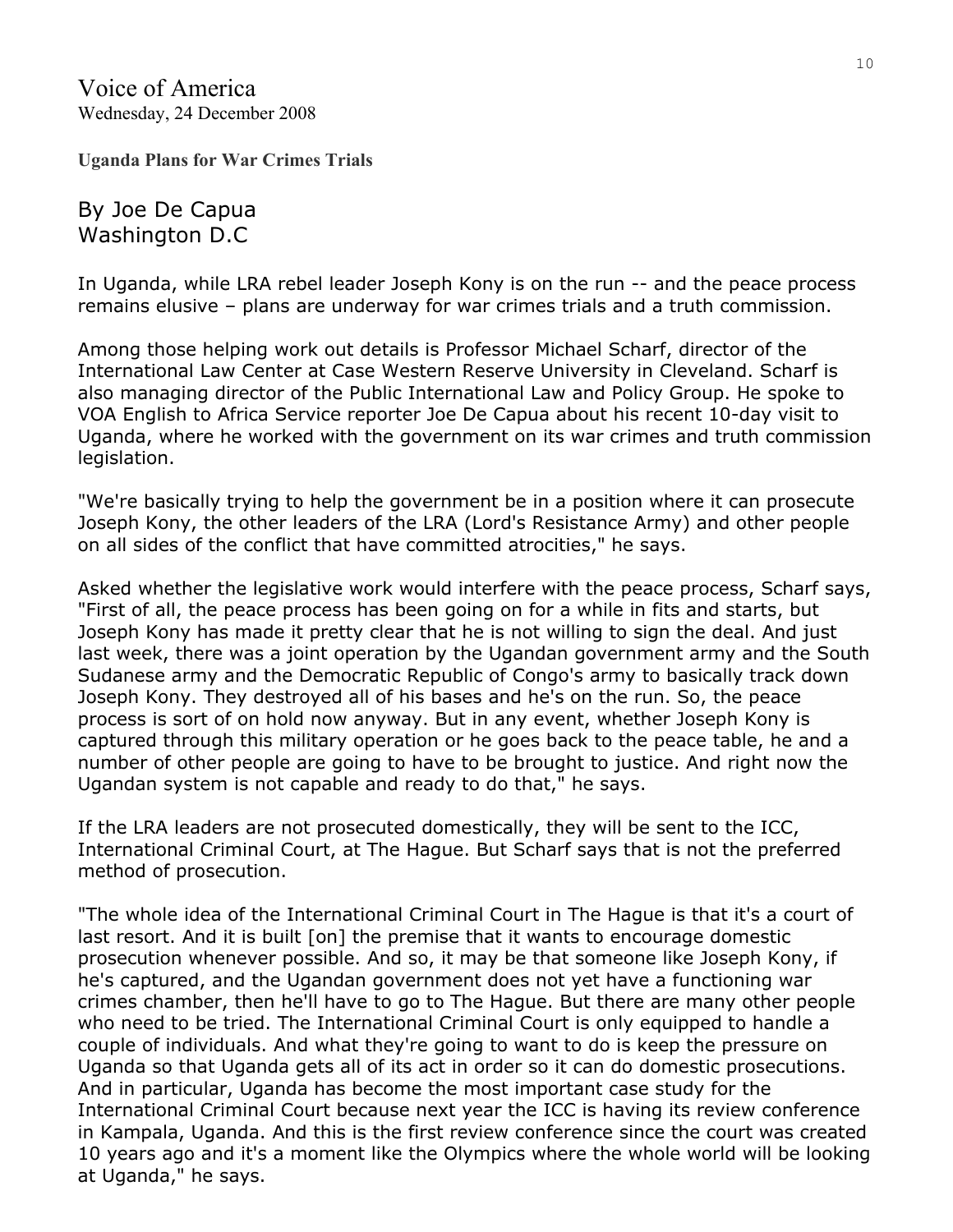Voice of America
Wednesday, 24 December 2008

**Uganda Plans for War Crimes Trials**

By Joe De Capua
Washington D.C

In Uganda, while LRA rebel leader Joseph Kony is on the run -- and the peace process remains elusive – plans are underway for war crimes trials and a truth commission.

Among those helping work out details is Professor Michael Scharf, director of the International Law Center at Case Western Reserve University in Cleveland. Scharf is also managing director of the Public International Law and Policy Group. He spoke to VOA English to Africa Service reporter Joe De Capua about his recent 10-day visit to Uganda, where he worked with the government on its war crimes and truth commission legislation.

"We're basically trying to help the government be in a position where it can prosecute Joseph Kony, the other leaders of the LRA (Lord's Resistance Army) and other people on all sides of the conflict that have committed atrocities," he says.

Asked whether the legislative work would interfere with the peace process, Scharf says, "First of all, the peace process has been going on for a while in fits and starts, but Joseph Kony has made it pretty clear that he is not willing to sign the deal. And just last week, there was a joint operation by the Ugandan government army and the South Sudanese army and the Democratic Republic of Congo's army to basically track down Joseph Kony. They destroyed all of his bases and he's on the run. So, the peace process is sort of on hold now anyway. But in any event, whether Joseph Kony is captured through this military operation or he goes back to the peace table, he and a number of other people are going to have to be brought to justice. And right now the Ugandan system is not capable and ready to do that," he says.

If the LRA leaders are not prosecuted domestically, they will be sent to the ICC, International Criminal Court, at The Hague. But Scharf says that is not the preferred method of prosecution.

"The whole idea of the International Criminal Court in The Hague is that it's a court of last resort. And it is built [on] the premise that it wants to encourage domestic prosecution whenever possible. And so, it may be that someone like Joseph Kony, if he's captured, and the Ugandan government does not yet have a functioning war crimes chamber, then he'll have to go to The Hague. But there are many other people who need to be tried. The International Criminal Court is only equipped to handle a couple of individuals. And what they're going to want to do is keep the pressure on Uganda so that Uganda gets all of its act in order so it can do domestic prosecutions. And in particular, Uganda has become the most important case study for the International Criminal Court because next year the ICC is having its review conference in Kampala, Uganda. And this is the first review conference since the court was created 10 years ago and it's a moment like the Olympics where the whole world will be looking at Uganda," he says.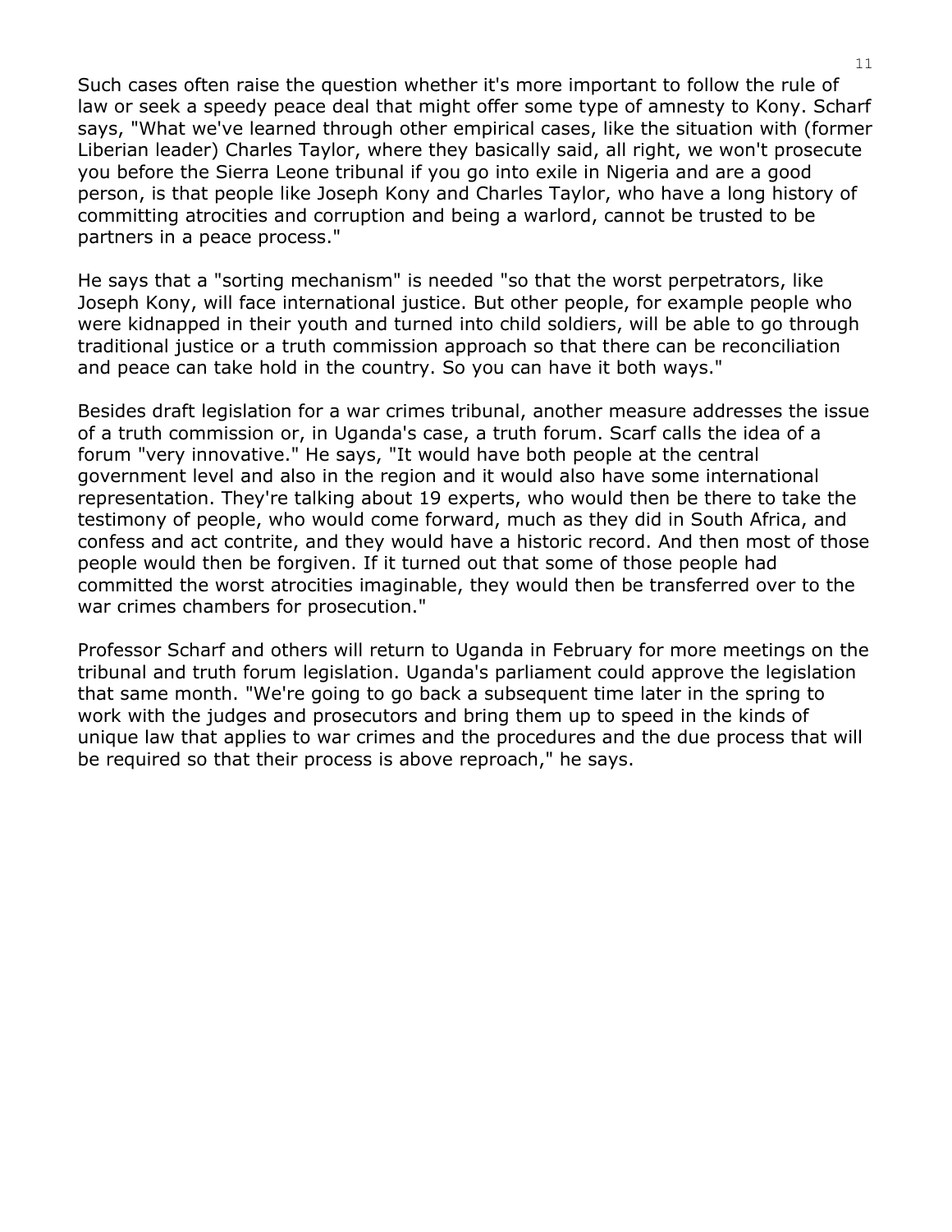Such cases often raise the question whether it's more important to follow the rule of law or seek a speedy peace deal that might offer some type of amnesty to Kony. Scharf says, "What we've learned through other empirical cases, like the situation with (former Liberian leader) Charles Taylor, where they basically said, all right, we won't prosecute you before the Sierra Leone tribunal if you go into exile in Nigeria and are a good person, is that people like Joseph Kony and Charles Taylor, who have a long history of committing atrocities and corruption and being a warlord, cannot be trusted to be partners in a peace process."

He says that a "sorting mechanism" is needed "so that the worst perpetrators, like Joseph Kony, will face international justice. But other people, for example people who were kidnapped in their youth and turned into child soldiers, will be able to go through traditional justice or a truth commission approach so that there can be reconciliation and peace can take hold in the country. So you can have it both ways."

Besides draft legislation for a war crimes tribunal, another measure addresses the issue of a truth commission or, in Uganda's case, a truth forum. Scarf calls the idea of a forum "very innovative." He says, "It would have both people at the central government level and also in the region and it would also have some international representation. They're talking about 19 experts, who would then be there to take the testimony of people, who would come forward, much as they did in South Africa, and confess and act contrite, and they would have a historic record. And then most of those people would then be forgiven. If it turned out that some of those people had committed the worst atrocities imaginable, they would then be transferred over to the war crimes chambers for prosecution."

Professor Scharf and others will return to Uganda in February for more meetings on the tribunal and truth forum legislation. Uganda's parliament could approve the legislation that same month. "We're going to go back a subsequent time later in the spring to work with the judges and prosecutors and bring them up to speed in the kinds of unique law that applies to war crimes and the procedures and the due process that will be required so that their process is above reproach," he says.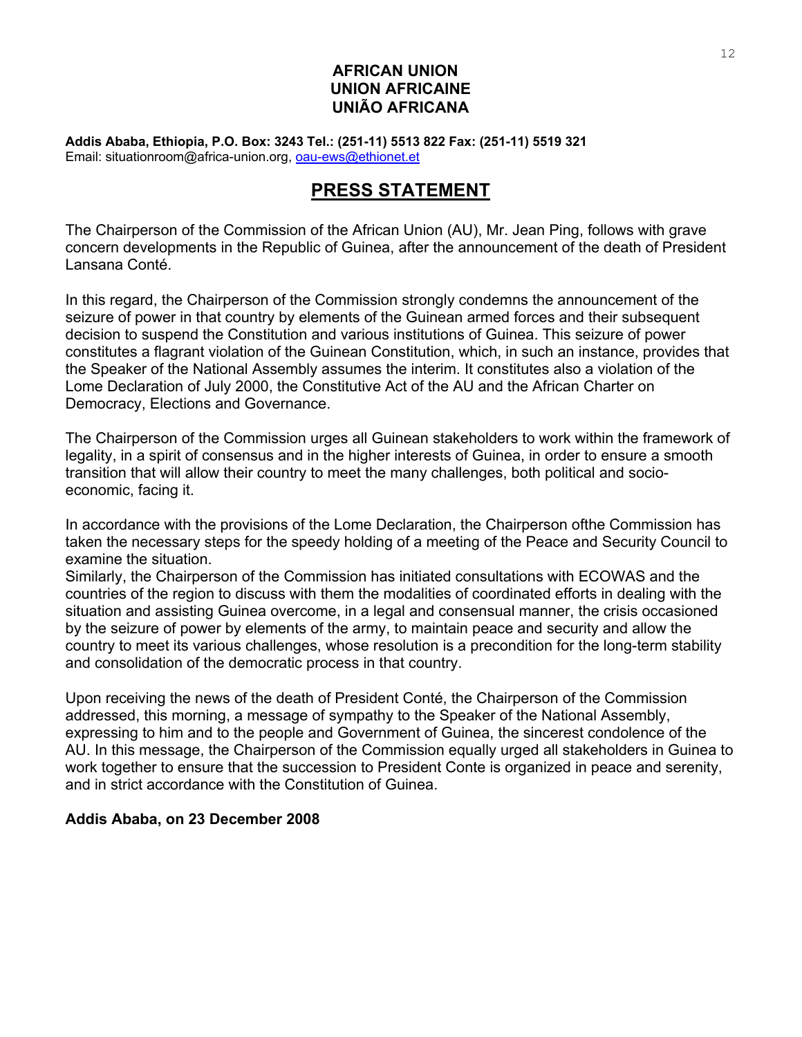**AFRICAN UNION**
**UNION AFRICAINE**
**UNIÃO AFRICANA**

**Addis Ababa, Ethiopia, P.O. Box: 3243 Tel.: (251-11) 5513 822 Fax: (251-11) 5519 321**
Email: situationroom@africa-union.org, oau-ews@ethionet.et

# PRESS STATEMENT

The Chairperson of the Commission of the African Union (AU), Mr. Jean Ping, follows with grave concern developments in the Republic of Guinea, after the announcement of the death of President Lansana Conté.

In this regard, the Chairperson of the Commission strongly condemns the announcement of the seizure of power in that country by elements of the Guinean armed forces and their subsequent decision to suspend the Constitution and various institutions of Guinea. This seizure of power constitutes a flagrant violation of the Guinean Constitution, which, in such an instance, provides that the Speaker of the National Assembly assumes the interim. It constitutes also a violation of the Lome Declaration of July 2000, the Constitutive Act of the AU and the African Charter on Democracy, Elections and Governance.

The Chairperson of the Commission urges all Guinean stakeholders to work within the framework of legality, in a spirit of consensus and in the higher interests of Guinea, in order to ensure a smooth transition that will allow their country to meet the many challenges, both political and socio-economic, facing it.

In accordance with the provisions of the Lome Declaration, the Chairperson ofthe Commission has taken the necessary steps for the speedy holding of a meeting of the Peace and Security Council to examine the situation.

Similarly, the Chairperson of the Commission has initiated consultations with ECOWAS and the countries of the region to discuss with them the modalities of coordinated efforts in dealing with the situation and assisting Guinea overcome, in a legal and consensual manner, the crisis occasioned by the seizure of power by elements of the army, to maintain peace and security and allow the country to meet its various challenges, whose resolution is a precondition for the long-term stability and consolidation of the democratic process in that country.

Upon receiving the news of the death of President Conté, the Chairperson of the Commission addressed, this morning, a message of sympathy to the Speaker of the National Assembly, expressing to him and to the people and Government of Guinea, the sincerest condolence of the AU. In this message, the Chairperson of the Commission equally urged all stakeholders in Guinea to work together to ensure that the succession to President Conte is organized in peace and serenity, and in strict accordance with the Constitution of Guinea.

**Addis Ababa, on 23 December 2008**